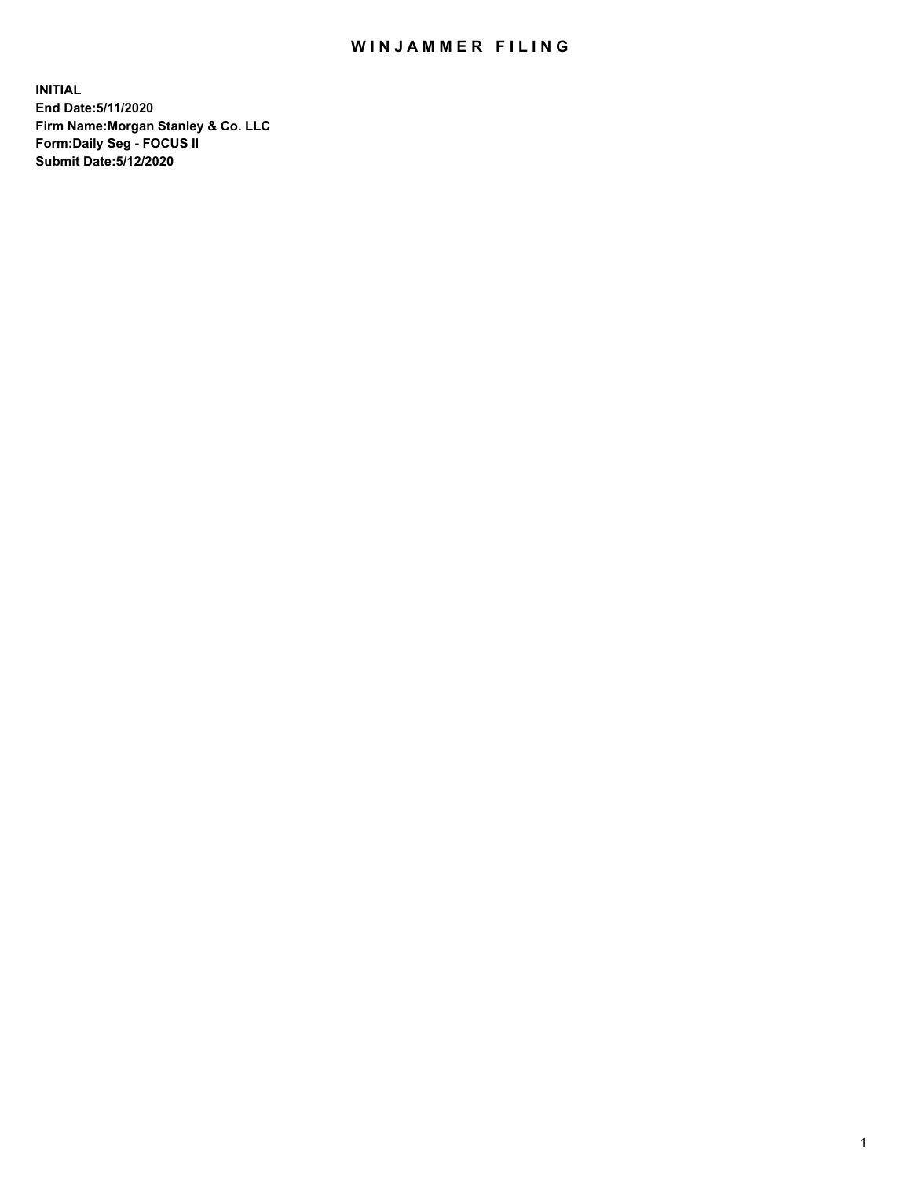# WINJAMMER FILING

**INITIAL**
**End Date:5/11/2020**
**Firm Name:Morgan Stanley & Co. LLC**
**Form:Daily Seg - FOCUS II**
**Submit Date:5/12/2020**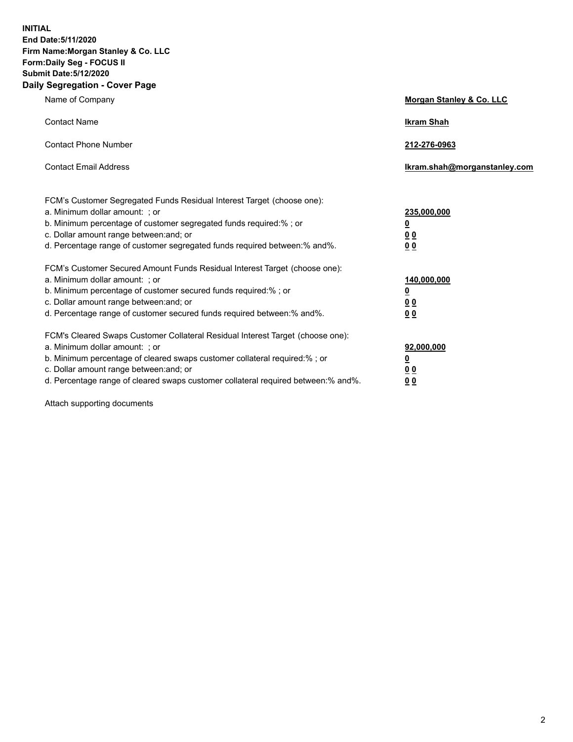**INITIAL**
**End Date:5/11/2020**
**Firm Name:Morgan Stanley & Co. LLC**
**Form:Daily Seg - FOCUS II**
**Submit Date:5/12/2020**

## Daily Segregation - Cover Page

| | |
|---|---|
| Name of Company | **Morgan Stanley & Co. LLC** |
| Contact Name | **Ikram Shah** |
| Contact Phone Number | **212-276-0963** |
| Contact Email Address | **Ikram.shah@morganstanley.com** |

| | |
|---|---|
| FCM's Customer Segregated Funds Residual Interest Target (choose one): | |
| a. Minimum dollar amount: ; or | **235,000,000** |
| b. Minimum percentage of customer segregated funds required:% ; or | **0** |
| c. Dollar amount range between:and; or | **0 0** |
| d. Percentage range of customer segregated funds required between:% and%. | **0 0** |
| FCM's Customer Secured Amount Funds Residual Interest Target (choose one): | |
| a. Minimum dollar amount: ; or | **140,000,000** |
| b. Minimum percentage of customer secured funds required:% ; or | **0** |
| c. Dollar amount range between:and; or | **0 0** |
| d. Percentage range of customer secured funds required between:% and%. | **0 0** |
| FCM's Cleared Swaps Customer Collateral Residual Interest Target (choose one): | |
| a. Minimum dollar amount: ; or | **92,000,000** |
| b. Minimum percentage of cleared swaps customer collateral required:% ; or | **0** |
| c. Dollar amount range between:and; or | **0 0** |
| d. Percentage range of cleared swaps customer collateral required between:% and%. | **0 0** |

Attach supporting documents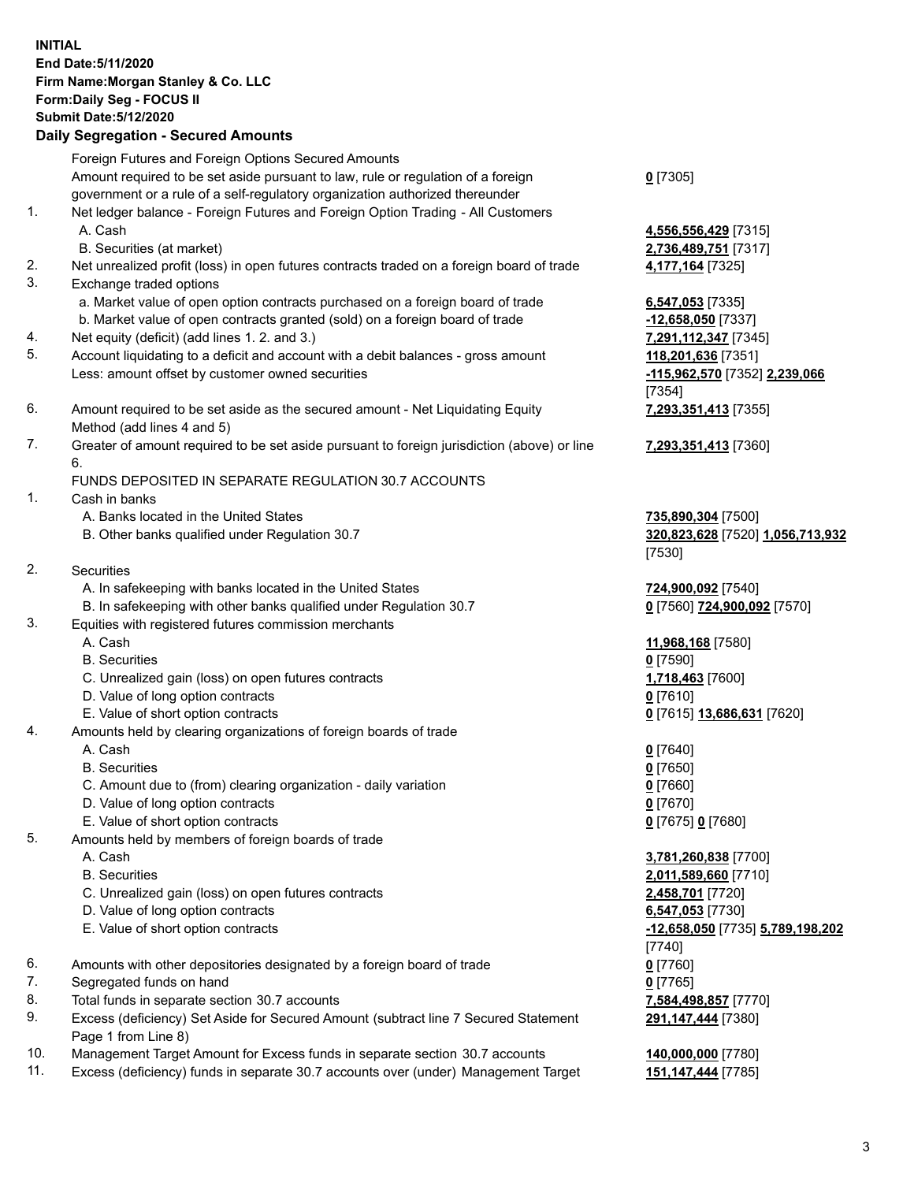**INITIAL**
**End Date:5/11/2020**
**Firm Name:Morgan Stanley & Co. LLC**
**Form:Daily Seg - FOCUS II**
**Submit Date:5/12/2020**
**Daily Segregation - Secured Amounts**

| | | |
|---|---|---|
| | Foreign Futures and Foreign Options Secured Amounts | |
| | Amount required to be set aside pursuant to law, rule or regulation of a foreign government or a rule of a self-regulatory organization authorized thereunder | **0** [7305] |
| 1. | Net ledger balance - Foreign Futures and Foreign Option Trading - All Customers | |
| | A. Cash | **4,556,556,429** [7315] |
| | B. Securities (at market) | **2,736,489,751** [7317] |
| 2. | Net unrealized profit (loss) in open futures contracts traded on a foreign board of trade | **4,177,164** [7325] |
| 3. | Exchange traded options | |
| | a. Market value of open option contracts purchased on a foreign board of trade | **6,547,053** [7335] |
| | b. Market value of open contracts granted (sold) on a foreign board of trade | **-12,658,050** [7337] |
| 4. | Net equity (deficit) (add lines 1. 2. and 3.) | **7,291,112,347** [7345] |
| 5. | Account liquidating to a deficit and account with a debit balances - gross amount | **118,201,636** [7351] |
| | Less: amount offset by customer owned securities | **-115,962,570** [7352] **2,239,066** [7354] |
| 6. | Amount required to be set aside as the secured amount - Net Liquidating Equity Method (add lines 4 and 5) | **7,293,351,413** [7355] |
| 7. | Greater of amount required to be set aside pursuant to foreign jurisdiction (above) or line 6. | **7,293,351,413** [7360] |
| | FUNDS DEPOSITED IN SEPARATE REGULATION 30.7 ACCOUNTS | |
| 1. | Cash in banks | |
| | A. Banks located in the United States | **735,890,304** [7500] |
| | B. Other banks qualified under Regulation 30.7 | **320,823,628** [7520] **1,056,713,932** [7530] |
| 2. | Securities | |
| | A. In safekeeping with banks located in the United States | **724,900,092** [7540] |
| | B. In safekeeping with other banks qualified under Regulation 30.7 | **0** [7560] **724,900,092** [7570] |
| 3. | Equities with registered futures commission merchants | |
| | A. Cash | **11,968,168** [7580] |
| | B. Securities | **0** [7590] |
| | C. Unrealized gain (loss) on open futures contracts | **1,718,463** [7600] |
| | D. Value of long option contracts | **0** [7610] |
| | E. Value of short option contracts | **0** [7615] **13,686,631** [7620] |
| 4. | Amounts held by clearing organizations of foreign boards of trade | |
| | A. Cash | **0** [7640] |
| | B. Securities | **0** [7650] |
| | C. Amount due to (from) clearing organization - daily variation | **0** [7660] |
| | D. Value of long option contracts | **0** [7670] |
| | E. Value of short option contracts | **0** [7675] **0** [7680] |
| 5. | Amounts held by members of foreign boards of trade | |
| | A. Cash | **3,781,260,838** [7700] |
| | B. Securities | **2,011,589,660** [7710] |
| | C. Unrealized gain (loss) on open futures contracts | **2,458,701** [7720] |
| | D. Value of long option contracts | **6,547,053** [7730] |
| | E. Value of short option contracts | **-12,658,050** [7735] **5,789,198,202** [7740] |
| 6. | Amounts with other depositories designated by a foreign board of trade | **0** [7760] |
| 7. | Segregated funds on hand | **0** [7765] |
| 8. | Total funds in separate section 30.7 accounts | **7,584,498,857** [7770] |
| 9. | Excess (deficiency) Set Aside for Secured Amount (subtract line 7 Secured Statement Page 1 from Line 8) | **291,147,444** [7380] |
| 10. | Management Target Amount for Excess funds in separate section 30.7 accounts | **140,000,000** [7780] |
| 11. | Excess (deficiency) funds in separate 30.7 accounts over (under) Management Target | **151,147,444** [7785] |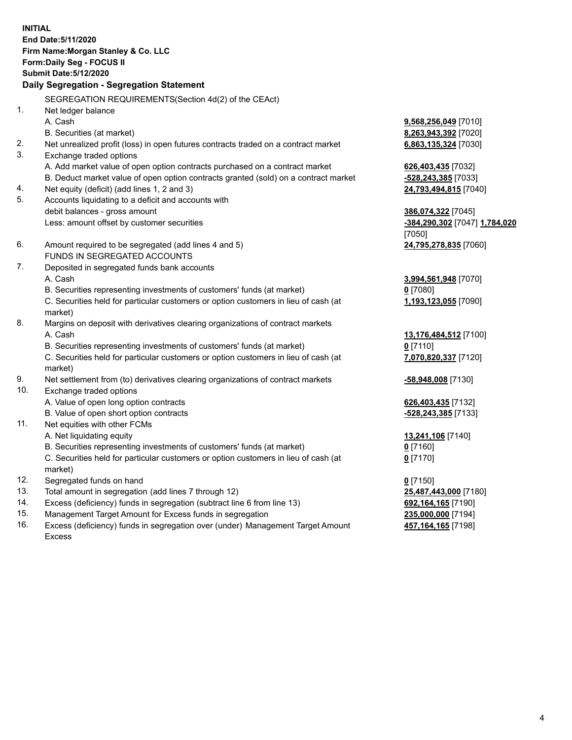**INITIAL**
**End Date:5/11/2020**
**Firm Name:Morgan Stanley & Co. LLC**
**Form:Daily Seg - FOCUS II**
**Submit Date:5/12/2020**

**Daily Segregation - Segregation Statement**

SEGREGATION REQUIREMENTS(Section 4d(2) of the CEAct)

| | | |
|---|---|---|
| 1. | Net ledger balance | |
| | A. Cash | **9,568,256,049** [7010] |
| | B. Securities (at market) | **8,263,943,392** [7020] |
| 2. | Net unrealized profit (loss) in open futures contracts traded on a contract market | **6,863,135,324** [7030] |
| 3. | Exchange traded options | |
| | A. Add market value of open option contracts purchased on a contract market | **626,403,435** [7032] |
| | B. Deduct market value of open option contracts granted (sold) on a contract market | **-528,243,385** [7033] |
| 4. | Net equity (deficit) (add lines 1, 2 and 3) | **24,793,494,815** [7040] |
| 5. | Accounts liquidating to a deficit and accounts with debit balances - gross amount | **386,074,322** [7045] |
| | Less: amount offset by customer securities | **-384,290,302** [7047] **1,784,020** [7050] |
| 6. | Amount required to be segregated (add lines 4 and 5) | **24,795,278,835** [7060] |
| | FUNDS IN SEGREGATED ACCOUNTS | |
| 7. | Deposited in segregated funds bank accounts | |
| | A. Cash | **3,994,561,948** [7070] |
| | B. Securities representing investments of customers' funds (at market) | **0** [7080] |
| | C. Securities held for particular customers or option customers in lieu of cash (at market) | **1,193,123,055** [7090] |
| 8. | Margins on deposit with derivatives clearing organizations of contract markets | |
| | A. Cash | **13,176,484,512** [7100] |
| | B. Securities representing investments of customers' funds (at market) | **0** [7110] |
| | C. Securities held for particular customers or option customers in lieu of cash (at market) | **7,070,820,337** [7120] |
| 9. | Net settlement from (to) derivatives clearing organizations of contract markets | **-58,948,008** [7130] |
| 10. | Exchange traded options | |
| | A. Value of open long option contracts | **626,403,435** [7132] |
| | B. Value of open short option contracts | **-528,243,385** [7133] |
| 11. | Net equities with other FCMs | |
| | A. Net liquidating equity | **13,241,106** [7140] |
| | B. Securities representing investments of customers' funds (at market) | **0** [7160] |
| | C. Securities held for particular customers or option customers in lieu of cash (at market) | **0** [7170] |
| 12. | Segregated funds on hand | **0** [7150] |
| 13. | Total amount in segregation (add lines 7 through 12) | **25,487,443,000** [7180] |
| 14. | Excess (deficiency) funds in segregation (subtract line 6 from line 13) | **692,164,165** [7190] |
| 15. | Management Target Amount for Excess funds in segregation | **235,000,000** [7194] |
| 16. | Excess (deficiency) funds in segregation over (under) Management Target Amount Excess | **457,164,165** [7198] |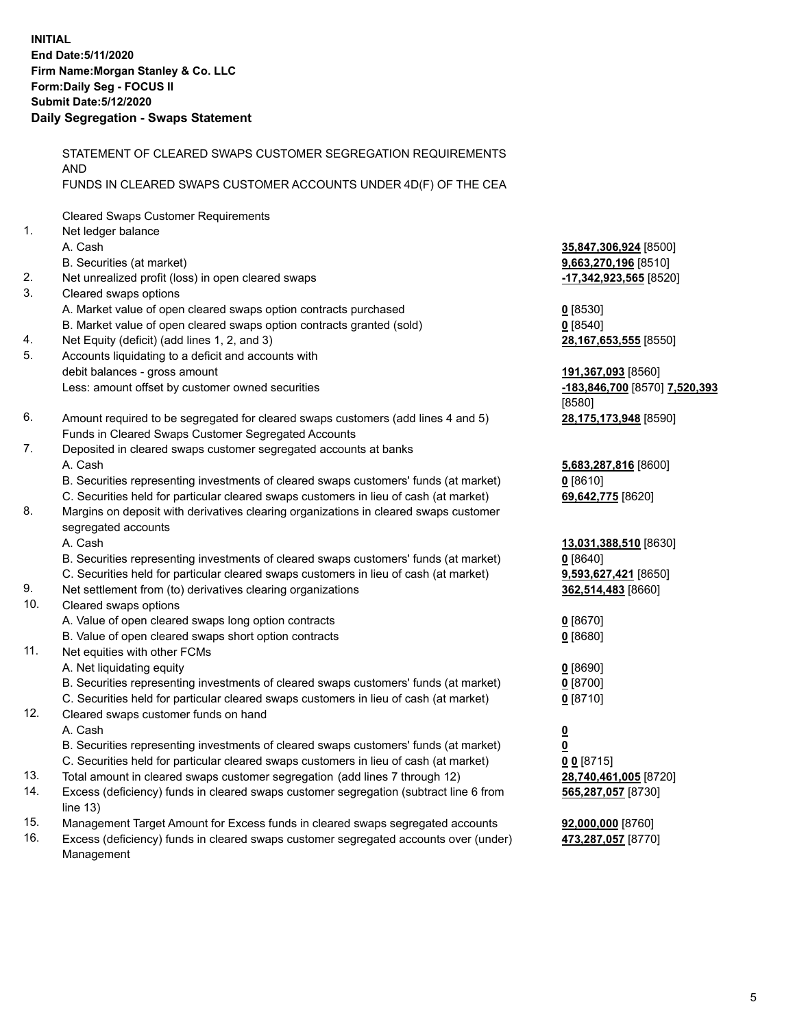**INITIAL**
**End Date:5/11/2020**
**Firm Name:Morgan Stanley & Co. LLC**
**Form:Daily Seg - FOCUS II**
**Submit Date:5/12/2020**
**Daily Segregation - Swaps Statement**

STATEMENT OF CLEARED SWAPS CUSTOMER SEGREGATION REQUIREMENTS AND FUNDS IN CLEARED SWAPS CUSTOMER ACCOUNTS UNDER 4D(F) OF THE CEA

| | | |
|---|---|---|
| | Cleared Swaps Customer Requirements | |
| 1. | Net ledger balance | |
| | A. Cash | **35,847,306,924** [8500] |
| | B. Securities (at market) | **9,663,270,196** [8510] |
| 2. | Net unrealized profit (loss) in open cleared swaps | **-17,342,923,565** [8520] |
| 3. | Cleared swaps options | |
| | A. Market value of open cleared swaps option contracts purchased | **0** [8530] |
| | B. Market value of open cleared swaps option contracts granted (sold) | **0** [8540] |
| 4. | Net Equity (deficit) (add lines 1, 2, and 3) | **28,167,653,555** [8550] |
| 5. | Accounts liquidating to a deficit and accounts with debit balances - gross amount | **191,367,093** [8560] |
| | Less: amount offset by customer owned securities | **-183,846,700** [8570] **7,520,393** [8580] |
| 6. | Amount required to be segregated for cleared swaps customers (add lines 4 and 5) | **28,175,173,948** [8590] |
| | Funds in Cleared Swaps Customer Segregated Accounts | |
| 7. | Deposited in cleared swaps customer segregated accounts at banks | |
| | A. Cash | **5,683,287,816** [8600] |
| | B. Securities representing investments of cleared swaps customers' funds (at market) | **0** [8610] |
| | C. Securities held for particular cleared swaps customers in lieu of cash (at market) | **69,642,775** [8620] |
| 8. | Margins on deposit with derivatives clearing organizations in cleared swaps customer segregated accounts | |
| | A. Cash | **13,031,388,510** [8630] |
| | B. Securities representing investments of cleared swaps customers' funds (at market) | **0** [8640] |
| | C. Securities held for particular cleared swaps customers in lieu of cash (at market) | **9,593,627,421** [8650] |
| 9. | Net settlement from (to) derivatives clearing organizations | **362,514,483** [8660] |
| 10. | Cleared swaps options | |
| | A. Value of open cleared swaps long option contracts | **0** [8670] |
| | B. Value of open cleared swaps short option contracts | **0** [8680] |
| 11. | Net equities with other FCMs | |
| | A. Net liquidating equity | **0** [8690] |
| | B. Securities representing investments of cleared swaps customers' funds (at market) | **0** [8700] |
| | C. Securities held for particular cleared swaps customers in lieu of cash (at market) | **0** [8710] |
| 12. | Cleared swaps customer funds on hand | |
| | A. Cash | **0** |
| | B. Securities representing investments of cleared swaps customers' funds (at market) | **0** |
| | C. Securities held for particular cleared swaps customers in lieu of cash (at market) | **0** **0** [8715] |
| 13. | Total amount in cleared swaps customer segregation (add lines 7 through 12) | **28,740,461,005** [8720] |
| 14. | Excess (deficiency) funds in cleared swaps customer segregation (subtract line 6 from line 13) | **565,287,057** [8730] |
| 15. | Management Target Amount for Excess funds in cleared swaps segregated accounts | **92,000,000** [8760] |
| 16. | Excess (deficiency) funds in cleared swaps customer segregated accounts over (under) Management | **473,287,057** [8770] |